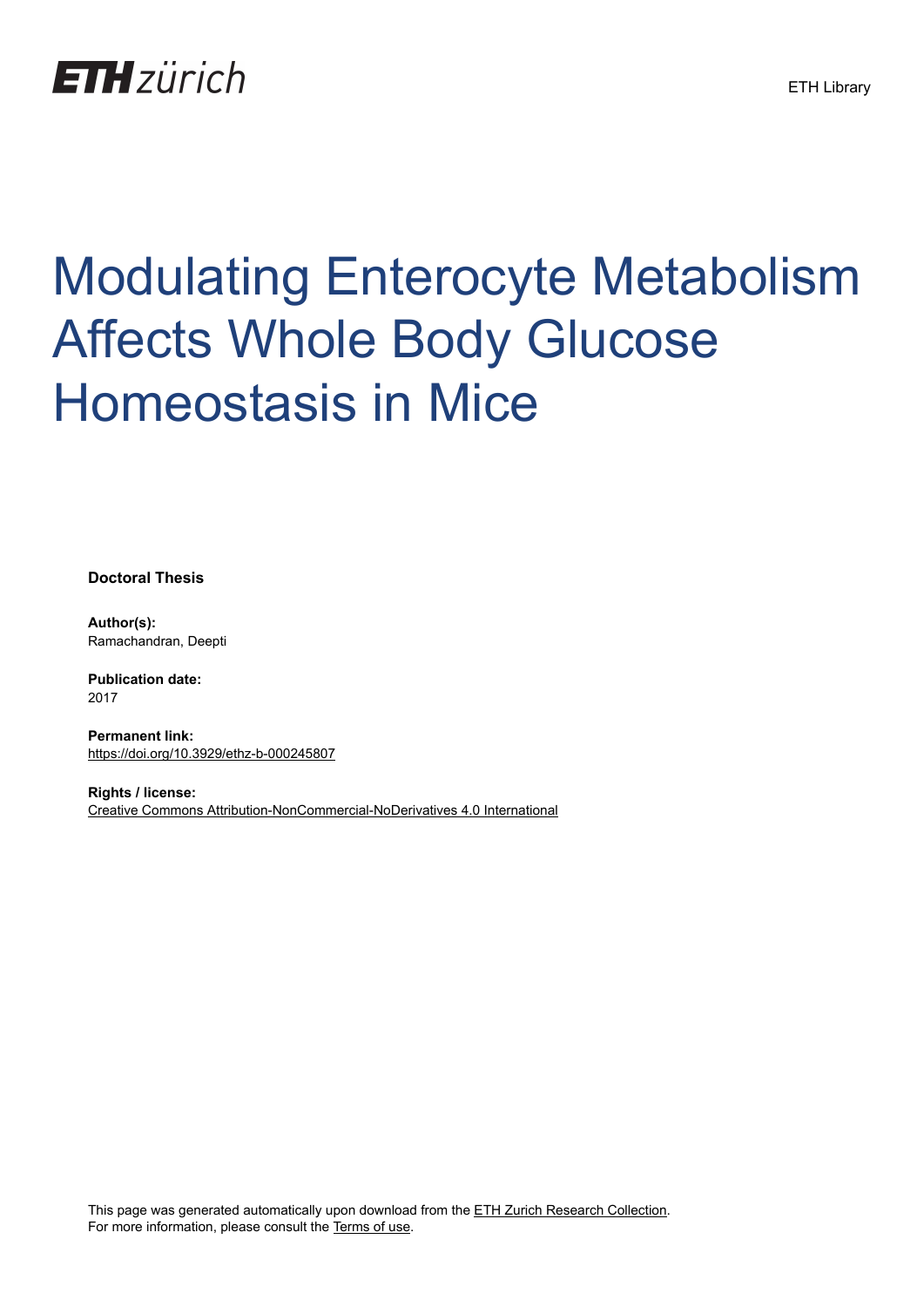ETH zürich

ETH Library

# Modulating Enterocyte Metabolism Affects Whole Body Glucose Homeostasis in Mice

**Doctoral Thesis**

**Author(s):**
Ramachandran, Deepti

**Publication date:**
2017

**Permanent link:**
https://doi.org/10.3929/ethz-b-000245807

**Rights / license:**
Creative Commons Attribution-NonCommercial-NoDerivatives 4.0 International

This page was generated automatically upon download from the ETH Zurich Research Collection.
For more information, please consult the Terms of use.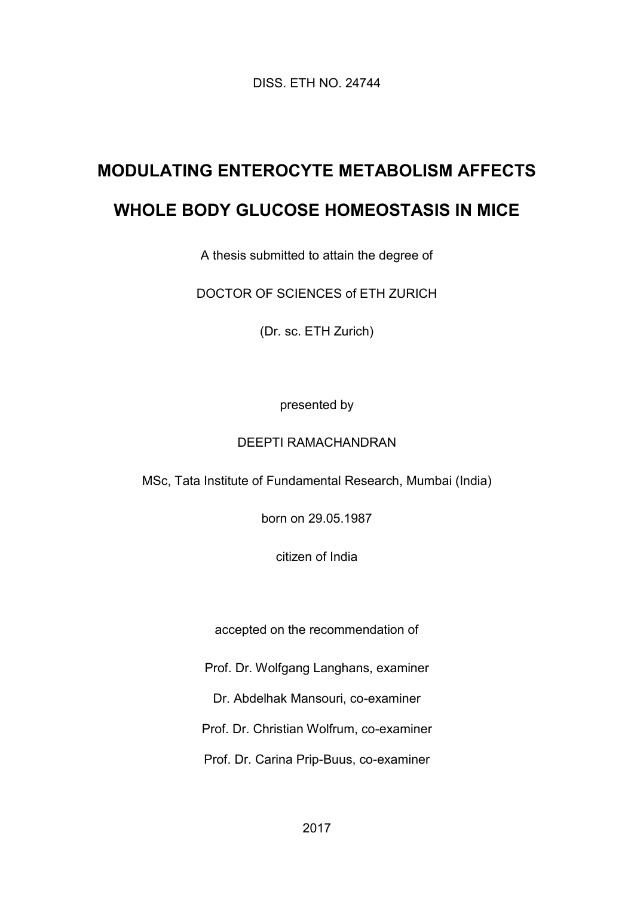DISS. ETH NO. 24744

# MODULATING ENTEROCYTE METABOLISM AFFECTS WHOLE BODY GLUCOSE HOMEOSTASIS IN MICE

A thesis submitted to attain the degree of

DOCTOR OF SCIENCES of ETH ZURICH

(Dr. sc. ETH Zurich)

presented by

DEEPTI RAMACHANDRAN

MSc, Tata Institute of Fundamental Research, Mumbai (India)

born on 29.05.1987

citizen of India

accepted on the recommendation of

Prof. Dr. Wolfgang Langhans, examiner

Dr. Abdelhak Mansouri, co-examiner

Prof. Dr. Christian Wolfrum, co-examiner

Prof. Dr. Carina Prip-Buus, co-examiner

2017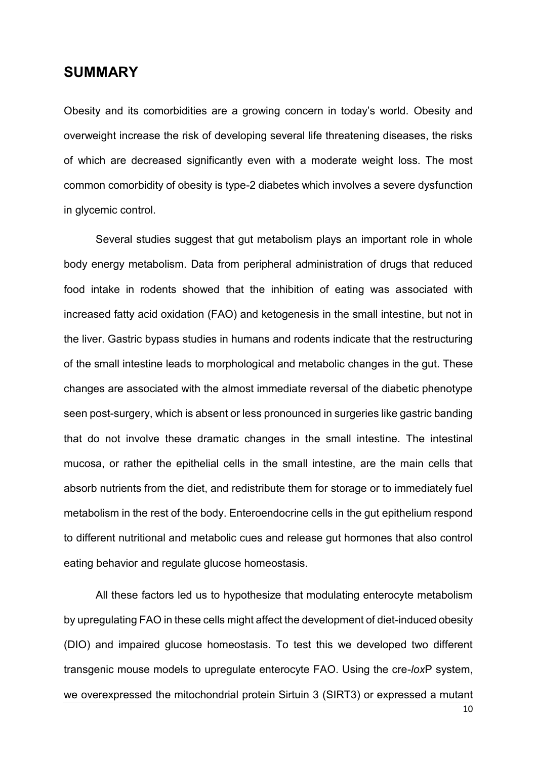## SUMMARY

Obesity and its comorbidities are a growing concern in today's world. Obesity and overweight increase the risk of developing several life threatening diseases, the risks of which are decreased significantly even with a moderate weight loss. The most common comorbidity of obesity is type-2 diabetes which involves a severe dysfunction in glycemic control.

Several studies suggest that gut metabolism plays an important role in whole body energy metabolism. Data from peripheral administration of drugs that reduced food intake in rodents showed that the inhibition of eating was associated with increased fatty acid oxidation (FAO) and ketogenesis in the small intestine, but not in the liver. Gastric bypass studies in humans and rodents indicate that the restructuring of the small intestine leads to morphological and metabolic changes in the gut. These changes are associated with the almost immediate reversal of the diabetic phenotype seen post-surgery, which is absent or less pronounced in surgeries like gastric banding that do not involve these dramatic changes in the small intestine. The intestinal mucosa, or rather the epithelial cells in the small intestine, are the main cells that absorb nutrients from the diet, and redistribute them for storage or to immediately fuel metabolism in the rest of the body. Enteroendocrine cells in the gut epithelium respond to different nutritional and metabolic cues and release gut hormones that also control eating behavior and regulate glucose homeostasis.

All these factors led us to hypothesize that modulating enterocyte metabolism by upregulating FAO in these cells might affect the development of diet-induced obesity (DIO) and impaired glucose homeostasis. To test this we developed two different transgenic mouse models to upregulate enterocyte FAO. Using the cre-*lox*P system, we overexpressed the mitochondrial protein Sirtuin 3 (SIRT3) or expressed a mutant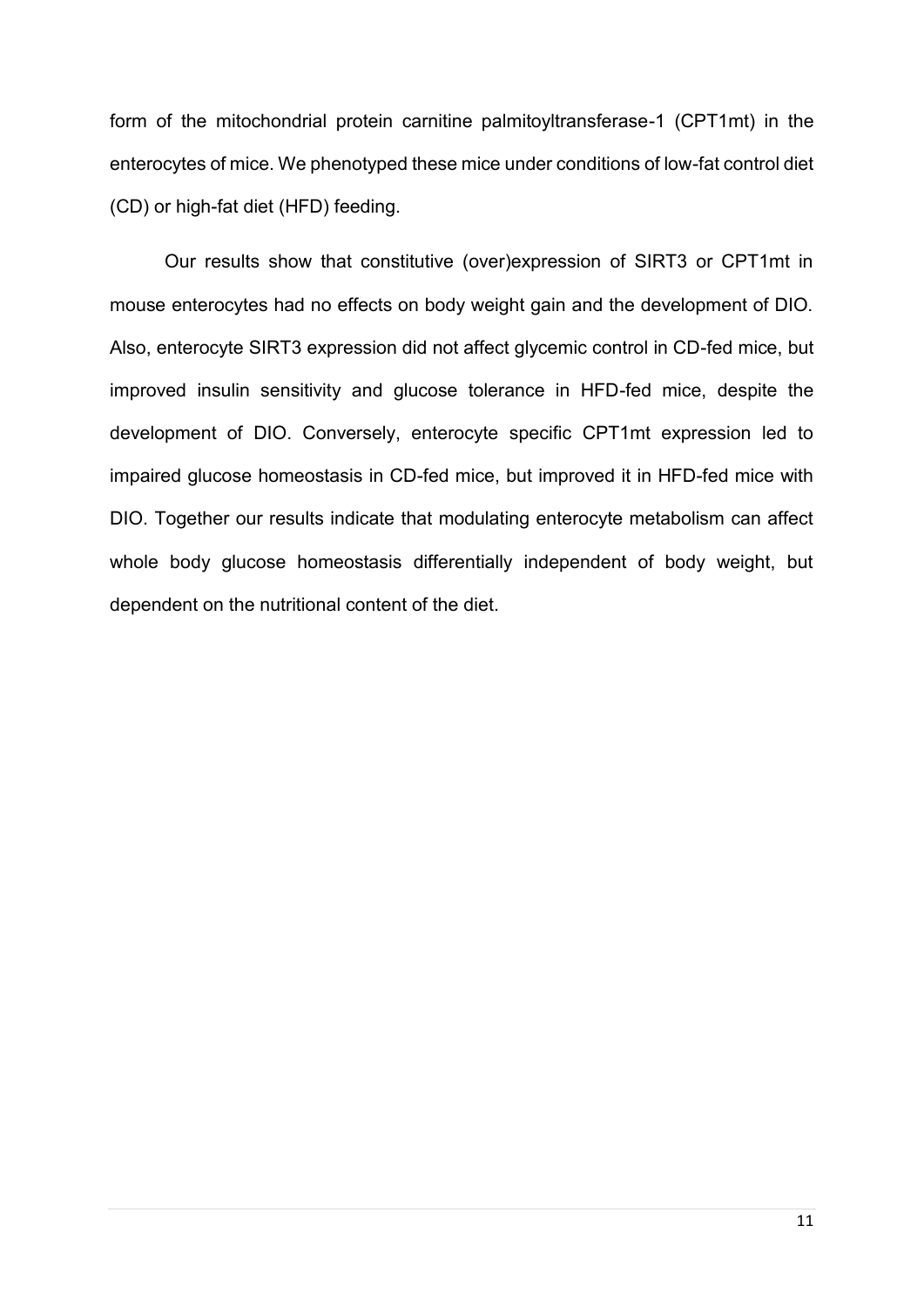form of the mitochondrial protein carnitine palmitoyltransferase-1 (CPT1mt) in the enterocytes of mice. We phenotyped these mice under conditions of low-fat control diet (CD) or high-fat diet (HFD) feeding.

Our results show that constitutive (over)expression of SIRT3 or CPT1mt in mouse enterocytes had no effects on body weight gain and the development of DIO. Also, enterocyte SIRT3 expression did not affect glycemic control in CD-fed mice, but improved insulin sensitivity and glucose tolerance in HFD-fed mice, despite the development of DIO. Conversely, enterocyte specific CPT1mt expression led to impaired glucose homeostasis in CD-fed mice, but improved it in HFD-fed mice with DIO. Together our results indicate that modulating enterocyte metabolism can affect whole body glucose homeostasis differentially independent of body weight, but dependent on the nutritional content of the diet.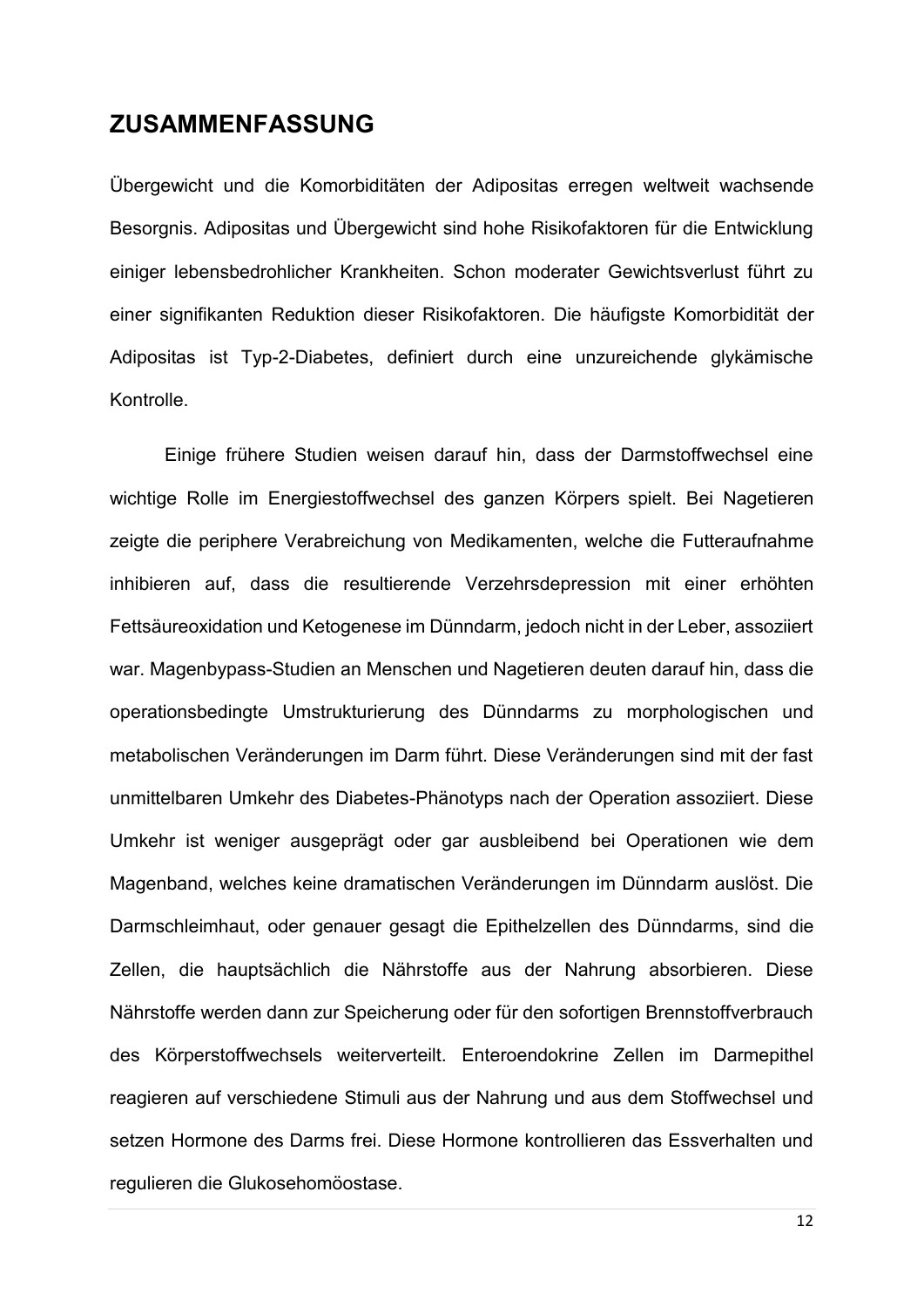# ZUSAMMENFASSUNG

Übergewicht und die Komorbiditäten der Adipositas erregen weltweit wachsende Besorgnis. Adipositas und Übergewicht sind hohe Risikofaktoren für die Entwicklung einiger lebensbedrohlicher Krankheiten. Schon moderater Gewichtsverlust führt zu einer signifikanten Reduktion dieser Risikofaktoren. Die häufigste Komorbidität der Adipositas ist Typ-2-Diabetes, definiert durch eine unzureichende glykämische Kontrolle.

Einige frühere Studien weisen darauf hin, dass der Darmstoffwechsel eine wichtige Rolle im Energiestoffwechsel des ganzen Körpers spielt. Bei Nagetieren zeigte die periphere Verabreichung von Medikamenten, welche die Futteraufnahme inhibieren auf, dass die resultierende Verzehrsdepression mit einer erhöhten Fettsäureoxidation und Ketogenese im Dünndarm, jedoch nicht in der Leber, assoziiert war. Magenbypass-Studien an Menschen und Nagetieren deuten darauf hin, dass die operationsbedingte Umstrukturierung des Dünndarms zu morphologischen und metabolischen Veränderungen im Darm führt. Diese Veränderungen sind mit der fast unmittelbaren Umkehr des Diabetes-Phänotyps nach der Operation assoziiert. Diese Umkehr ist weniger ausgeprägt oder gar ausbleibend bei Operationen wie dem Magenband, welches keine dramatischen Veränderungen im Dünndarm auslöst. Die Darmschleimhaut, oder genauer gesagt die Epithelzellen des Dünndarms, sind die Zellen, die hauptsächlich die Nährstoffe aus der Nahrung absorbieren. Diese Nährstoffe werden dann zur Speicherung oder für den sofortigen Brennstoffverbrauch des Körperstoffwechsels weiterverteilt. Enteroendokrine Zellen im Darmepithel reagieren auf verschiedene Stimuli aus der Nahrung und aus dem Stoffwechsel und setzen Hormone des Darms frei. Diese Hormone kontrollieren das Essverhalten und regulieren die Glukosehomöostase.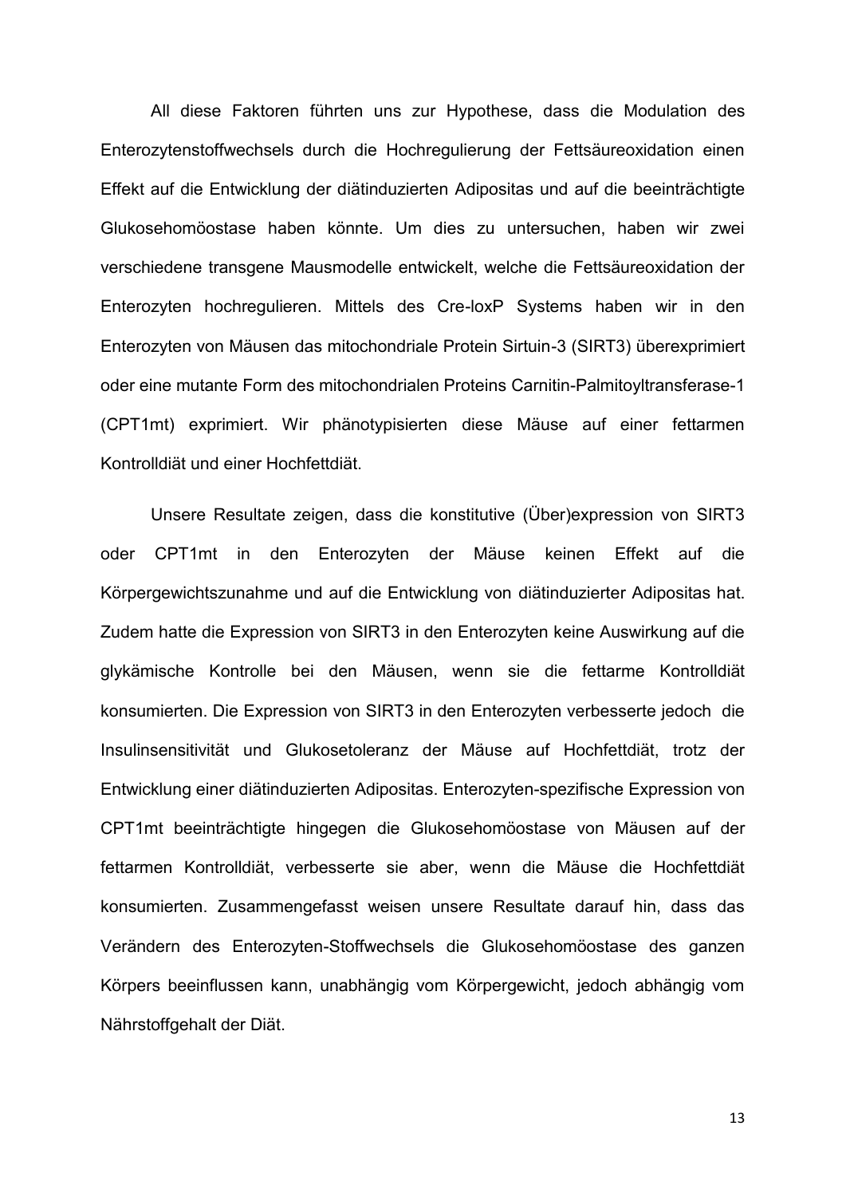All diese Faktoren führten uns zur Hypothese, dass die Modulation des Enterozytenstoffwechsels durch die Hochregulierung der Fettsäureoxidation einen Effekt auf die Entwicklung der diätinduzierten Adipositas und auf die beeinträchtigte Glukosehomöostase haben könnte. Um dies zu untersuchen, haben wir zwei verschiedene transgene Mausmodelle entwickelt, welche die Fettsäureoxidation der Enterozyten hochregulieren. Mittels des Cre-loxP Systems haben wir in den Enterozyten von Mäusen das mitochondriale Protein Sirtuin-3 (SIRT3) überexprimiert oder eine mutante Form des mitochondrialen Proteins Carnitin-Palmitoyltransferase-1 (CPT1mt) exprimiert. Wir phänotypisierten diese Mäuse auf einer fettarmen Kontrolldiät und einer Hochfettdiät.

Unsere Resultate zeigen, dass die konstitutive (Über)expression von SIRT3 oder CPT1mt in den Enterozyten der Mäuse keinen Effekt auf die Körpergewichtszunahme und auf die Entwicklung von diätinduzierter Adipositas hat. Zudem hatte die Expression von SIRT3 in den Enterozyten keine Auswirkung auf die glykämische Kontrolle bei den Mäusen, wenn sie die fettarme Kontrolldiät konsumierten. Die Expression von SIRT3 in den Enterozyten verbesserte jedoch die Insulinsensitivität und Glukosetoleranz der Mäuse auf Hochfettdiät, trotz der Entwicklung einer diätinduzierten Adipositas. Enterozyten-spezifische Expression von CPT1mt beeinträchtigte hingegen die Glukosehomöostase von Mäusen auf der fettarmen Kontrolldiät, verbesserte sie aber, wenn die Mäuse die Hochfettdiät konsumierten. Zusammengefasst weisen unsere Resultate darauf hin, dass das Verändern des Enterozyten-Stoffwechsels die Glukosehomöostase des ganzen Körpers beeinflussen kann, unabhängig vom Körpergewicht, jedoch abhängig vom Nährstoffgehalt der Diät.